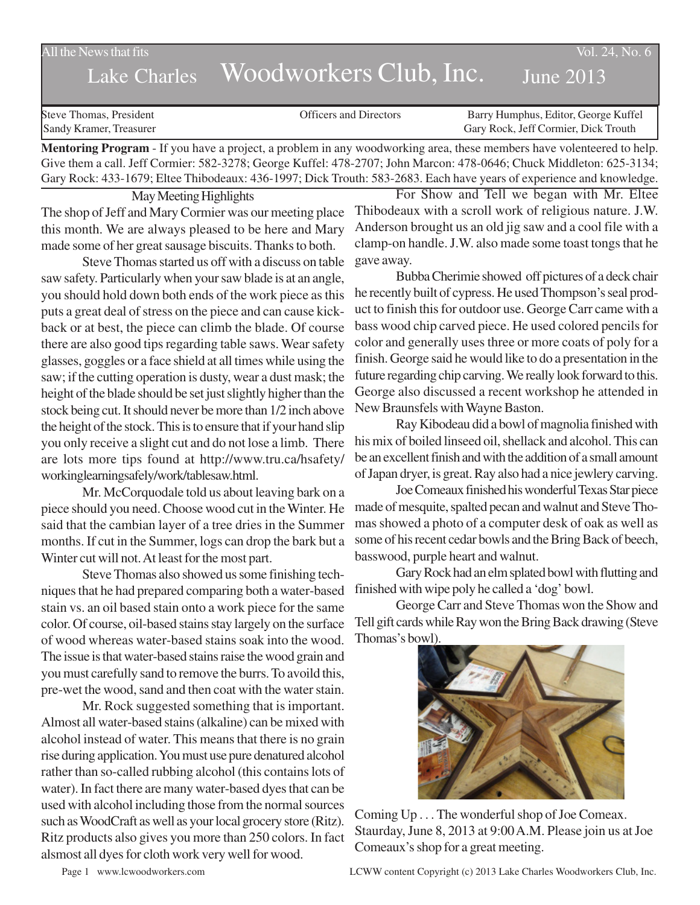All the News that fits

Vol. 24, No. 6

# Lake Charles Woodworkers Club, Inc.

June 2013

Steve Thomas, President
Sandy Kramer, Treasurer

Officers and Directors

Barry Humphus, Editor, George Kuffel
Gary Rock, Jeff Cormier, Dick Trouth

**Mentoring Program** - If you have a project, a problem in any woodworking area, these members have volenteered to help. Give them a call. Jeff Cormier: 582-3278; George Kuffel: 478-2707; John Marcon: 478-0646; Chuck Middleton: 625-3134; Gary Rock: 433-1679; Eltee Thibodeaux: 436-1997; Dick Trouth: 583-2683. Each have years of experience and knowledge.

## May Meeting Highlights

The shop of Jeff and Mary Cormier was our meeting place this month. We are always pleased to be here and Mary made some of her great sausage biscuits. Thanks to both.

Steve Thomas started us off with a discuss on table saw safety. Particularly when your saw blade is at an angle, you should hold down both ends of the work piece as this puts a great deal of stress on the piece and can cause kickback or at best, the piece can climb the blade. Of course there are also good tips regarding table saws. Wear safety glasses, goggles or a face shield at all times while using the saw; if the cutting operation is dusty, wear a dust mask; the height of the blade should be set just slightly higher than the stock being cut. It should never be more than 1/2 inch above the height of the stock. This is to ensure that if your hand slip you only receive a slight cut and do not lose a limb. There are lots more tips found at http://www.tru.ca/hsafety/workinglearningsafely/work/tablesaw.html.

Mr. McCorquodale told us about leaving bark on a piece should you need. Choose wood cut in the Winter. He said that the cambian layer of a tree dries in the Summer months. If cut in the Summer, logs can drop the bark but a Winter cut will not. At least for the most part.

Steve Thomas also showed us some finishing techniques that he had prepared comparing both a water-based stain vs. an oil based stain onto a work piece for the same color. Of course, oil-based stains stay largely on the surface of wood whereas water-based stains soak into the wood. The issue is that water-based stains raise the wood grain and you must carefully sand to remove the burrs. To avoild this, pre-wet the wood, sand and then coat with the water stain.

Mr. Rock suggested something that is important. Almost all water-based stains (alkaline) can be mixed with alcohol instead of water. This means that there is no grain rise during application. You must use pure denatured alcohol rather than so-called rubbing alcohol (this contains lots of water). In fact there are many water-based dyes that can be used with alcohol including those from the normal sources such as WoodCraft as well as your local grocery store (Ritz). Ritz products also gives you more than 250 colors. In fact alsmost all dyes for cloth work very well for wood.

For Show and Tell we began with Mr. Eltee Thibodeaux with a scroll work of religious nature. J.W. Anderson brought us an old jig saw and a cool file with a clamp-on handle. J.W. also made some toast tongs that he gave away.

Bubba Cherimie showed off pictures of a deck chair he recently built of cypress. He used Thompson's seal product to finish this for outdoor use. George Carr came with a bass wood chip carved piece. He used colored pencils for color and generally uses three or more coats of poly for a finish. George said he would like to do a presentation in the future regarding chip carving. We really look forward to this. George also discussed a recent workshop he attended in New Braunsfels with Wayne Baston.

Ray Kibodeau did a bowl of magnolia finished with his mix of boiled linseed oil, shellack and alcohol. This can be an excellent finish and with the addition of a small amount of Japan dryer, is great. Ray also had a nice jewlery carving.

Joe Comeaux finished his wonderful Texas Star piece made of mesquite, spalted pecan and walnut and Steve Thomas showed a photo of a computer desk of oak as well as some of his recent cedar bowls and the Bring Back of beech, basswood, purple heart and walnut.

Gary Rock had an elm splated bowl with flutting and finished with wipe poly he called a 'dog' bowl.

George Carr and Steve Thomas won the Show and Tell gift cards while Ray won the Bring Back drawing (Steve Thomas's bowl).

Coming Up . . . The wonderful shop of Joe Comeax. Staurday, June 8, 2013 at 9:00 A.M. Please join us at Joe Comeaux's shop for a great meeting.

www.lcwoodworkers.com

LCWW content Copyright (c) 2013 Lake Charles Woodworkers Club, Inc.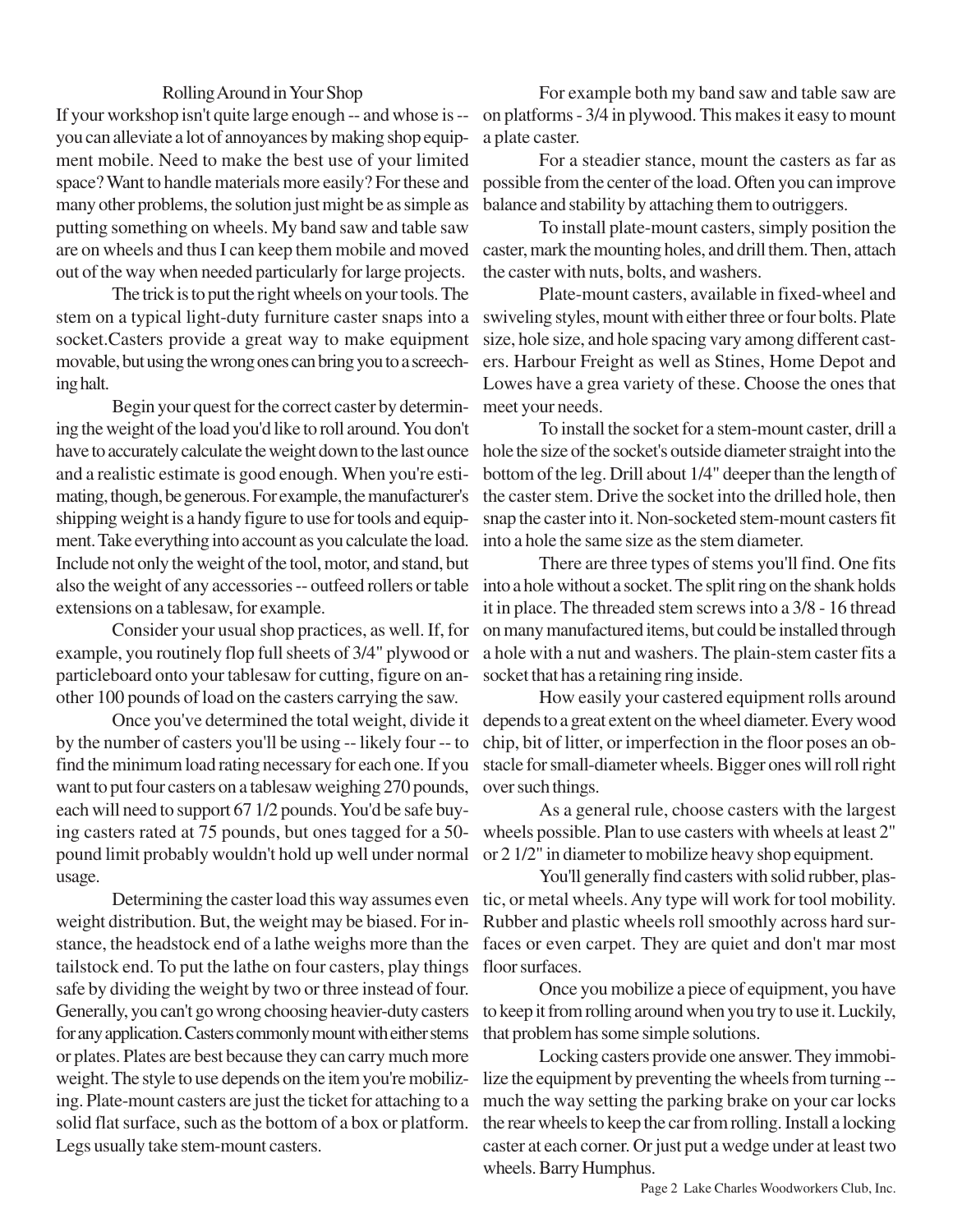## Rolling Around in Your Shop

If your workshop isn't quite large enough -- and whose is -- you can alleviate a lot of annoyances by making shop equipment mobile. Need to make the best use of your limited space? Want to handle materials more easily? For these and many other problems, the solution just might be as simple as putting something on wheels. My band saw and table saw are on wheels and thus I can keep them mobile and moved out of the way when needed particularly for large projects.

The trick is to put the right wheels on your tools. The stem on a typical light-duty furniture caster snaps into a socket.Casters provide a great way to make equipment movable, but using the wrong ones can bring you to a screeching halt.

Begin your quest for the correct caster by determining the weight of the load you'd like to roll around. You don't have to accurately calculate the weight down to the last ounce and a realistic estimate is good enough. When you're estimating, though, be generous. For example, the manufacturer's shipping weight is a handy figure to use for tools and equipment. Take everything into account as you calculate the load. Include not only the weight of the tool, motor, and stand, but also the weight of any accessories -- outfeed rollers or table extensions on a tablesaw, for example.

Consider your usual shop practices, as well. If, for example, you routinely flop full sheets of 3/4" plywood or particleboard onto your tablesaw for cutting, figure on another 100 pounds of load on the casters carrying the saw.

Once you've determined the total weight, divide it by the number of casters you'll be using -- likely four -- to find the minimum load rating necessary for each one. If you want to put four casters on a tablesaw weighing 270 pounds, each will need to support 67 1/2 pounds. You'd be safe buying casters rated at 75 pounds, but ones tagged for a 50-pound limit probably wouldn't hold up well under normal usage.

Determining the caster load this way assumes even weight distribution. But, the weight may be biased. For instance, the headstock end of a lathe weighs more than the tailstock end. To put the lathe on four casters, play things safe by dividing the weight by two or three instead of four. Generally, you can't go wrong choosing heavier-duty casters for any application. Casters commonly mount with either stems or plates. Plates are best because they can carry much more weight. The style to use depends on the item you're mobilizing. Plate-mount casters are just the ticket for attaching to a solid flat surface, such as the bottom of a box or platform. Legs usually take stem-mount casters.

For example both my band saw and table saw are on platforms - 3/4 in plywood. This makes it easy to mount a plate caster.

For a steadier stance, mount the casters as far as possible from the center of the load. Often you can improve balance and stability by attaching them to outriggers.

To install plate-mount casters, simply position the caster, mark the mounting holes, and drill them. Then, attach the caster with nuts, bolts, and washers.

Plate-mount casters, available in fixed-wheel and swiveling styles, mount with either three or four bolts. Plate size, hole size, and hole spacing vary among different casters. Harbour Freight as well as Stines, Home Depot and Lowes have a grea variety of these. Choose the ones that meet your needs.

To install the socket for a stem-mount caster, drill a hole the size of the socket's outside diameter straight into the bottom of the leg. Drill about 1/4" deeper than the length of the caster stem. Drive the socket into the drilled hole, then snap the caster into it. Non-socketed stem-mount casters fit into a hole the same size as the stem diameter.

There are three types of stems you'll find. One fits into a hole without a socket. The split ring on the shank holds it in place. The threaded stem screws into a 3/8 - 16 thread on many manufactured items, but could be installed through a hole with a nut and washers. The plain-stem caster fits a socket that has a retaining ring inside.

How easily your castered equipment rolls around depends to a great extent on the wheel diameter. Every wood chip, bit of litter, or imperfection in the floor poses an obstacle for small-diameter wheels. Bigger ones will roll right over such things.

As a general rule, choose casters with the largest wheels possible. Plan to use casters with wheels at least 2" or 2 1/2" in diameter to mobilize heavy shop equipment.

You'll generally find casters with solid rubber, plastic, or metal wheels. Any type will work for tool mobility. Rubber and plastic wheels roll smoothly across hard surfaces or even carpet. They are quiet and don't mar most floor surfaces.

Once you mobilize a piece of equipment, you have to keep it from rolling around when you try to use it. Luckily, that problem has some simple solutions.

Locking casters provide one answer. They immobilize the equipment by preventing the wheels from turning -- much the way setting the parking brake on your car locks the rear wheels to keep the car from rolling. Install a locking caster at each corner. Or just put a wedge under at least two wheels. Barry Humphus.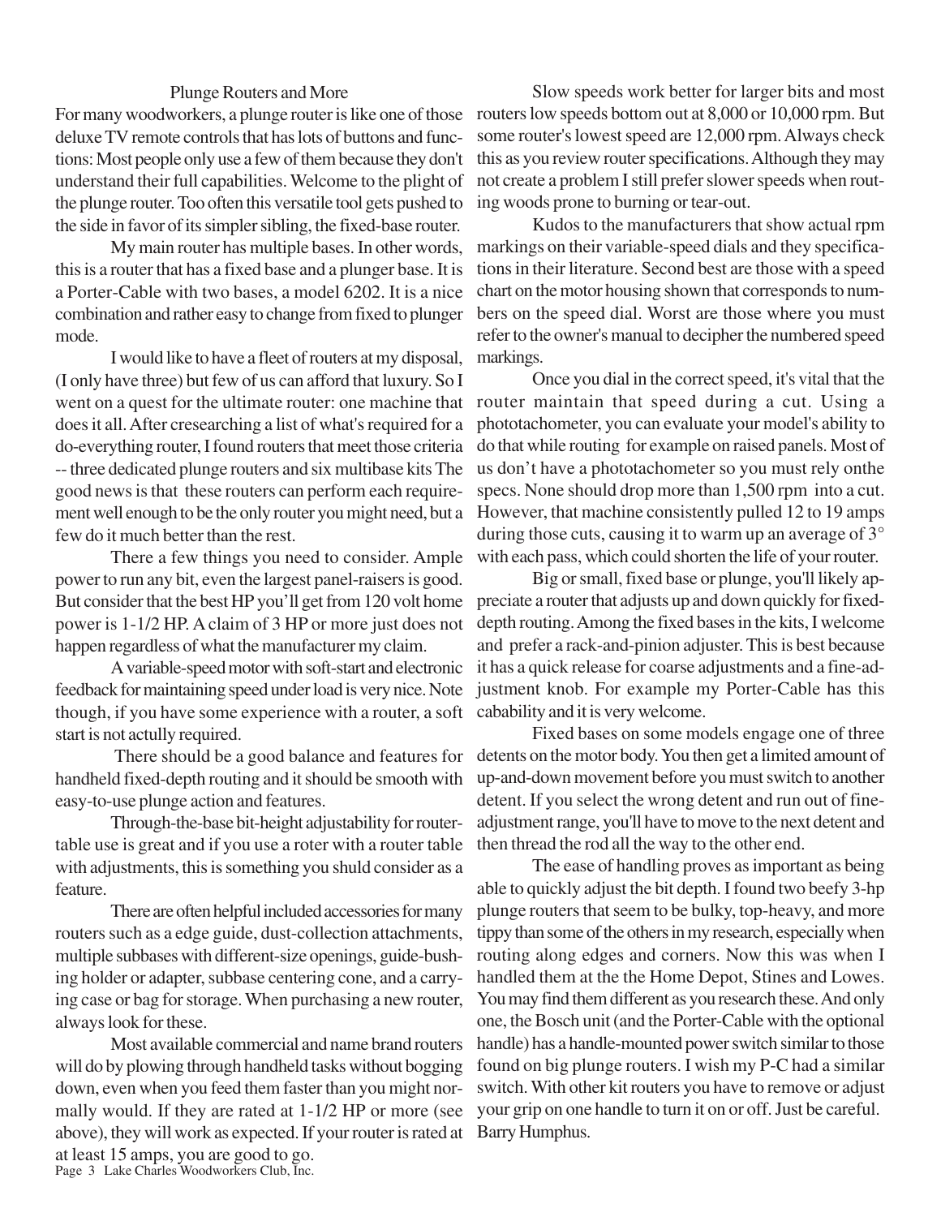## Plunge Routers and More

For many woodworkers, a plunge router is like one of those deluxe TV remote controls that has lots of buttons and functions: Most people only use a few of them because they don't understand their full capabilities. Welcome to the plight of the plunge router. Too often this versatile tool gets pushed to the side in favor of its simpler sibling, the fixed-base router.

My main router has multiple bases. In other words, this is a router that has a fixed base and a plunger base. It is a Porter-Cable with two bases, a model 6202. It is a nice combination and rather easy to change from fixed to plunger mode.

I would like to have a fleet of routers at my disposal, (I only have three) but few of us can afford that luxury. So I went on a quest for the ultimate router: one machine that does it all. After cresearching a list of what's required for a do-everything router, I found routers that meet those criteria -- three dedicated plunge routers and six multibase kits The good news is that these routers can perform each requirement well enough to be the only router you might need, but a few do it much better than the rest.

There a few things you need to consider. Ample power to run any bit, even the largest panel-raisers is good. But consider that the best HP you'll get from 120 volt home power is 1-1/2 HP. A claim of 3 HP or more just does not happen regardless of what the manufacturer my claim.

A variable-speed motor with soft-start and electronic feedback for maintaining speed under load is very nice. Note though, if you have some experience with a router, a soft start is not actully required.

There should be a good balance and features for handheld fixed-depth routing and it should be smooth with easy-to-use plunge action and features.

Through-the-base bit-height adjustability for router-table use is great and if you use a roter with a router table with adjustments, this is something you shuld consider as a feature.

There are often helpful included accessories for many routers such as a edge guide, dust-collection attachments, multiple subbases with different-size openings, guide-bushing holder or adapter, subbase centering cone, and a carrying case or bag for storage. When purchasing a new router, always look for these.

Most available commercial and name brand routers will do by plowing through handheld tasks without bogging down, even when you feed them faster than you might normally would. If they are rated at 1-1/2 HP or more (see above), they will work as expected. If your router is rated at at least 15 amps, you are good to go.

Slow speeds work better for larger bits and most routers low speeds bottom out at 8,000 or 10,000 rpm. But some router's lowest speed are 12,000 rpm. Always check this as you review router specifications. Although they may not create a problem I still prefer slower speeds when routing woods prone to burning or tear-out.

Kudos to the manufacturers that show actual rpm markings on their variable-speed dials and they specifications in their literature. Second best are those with a speed chart on the motor housing shown that corresponds to numbers on the speed dial. Worst are those where you must refer to the owner's manual to decipher the numbered speed markings.

Once you dial in the correct speed, it's vital that the router maintain that speed during a cut. Using a phototachometer, you can evaluate your model's ability to do that while routing for example on raised panels. Most of us don't have a phototachometer so you must rely onthe specs. None should drop more than 1,500 rpm into a cut. However, that machine consistently pulled 12 to 19 amps during those cuts, causing it to warm up an average of 3° with each pass, which could shorten the life of your router.

Big or small, fixed base or plunge, you'll likely appreciate a router that adjusts up and down quickly for fixed-depth routing. Among the fixed bases in the kits, I welcome and prefer a rack-and-pinion adjuster. This is best because it has a quick release for coarse adjustments and a fine-adjustment knob. For example my Porter-Cable has this cabability and it is very welcome.

Fixed bases on some models engage one of three detents on the motor body. You then get a limited amount of up-and-down movement before you must switch to another detent. If you select the wrong detent and run out of fine-adjustment range, you'll have to move to the next detent and then thread the rod all the way to the other end.

The ease of handling proves as important as being able to quickly adjust the bit depth. I found two beefy 3-hp plunge routers that seem to be bulky, top-heavy, and more tippy than some of the others in my research, especially when routing along edges and corners. Now this was when I handled them at the the Home Depot, Stines and Lowes. You may find them different as you research these. And only one, the Bosch unit (and the Porter-Cable with the optional handle) has a handle-mounted power switch similar to those found on big plunge routers. I wish my P-C had a similar switch. With other kit routers you have to remove or adjust your grip on one handle to turn it on or off. Just be careful.

Barry Humphus.